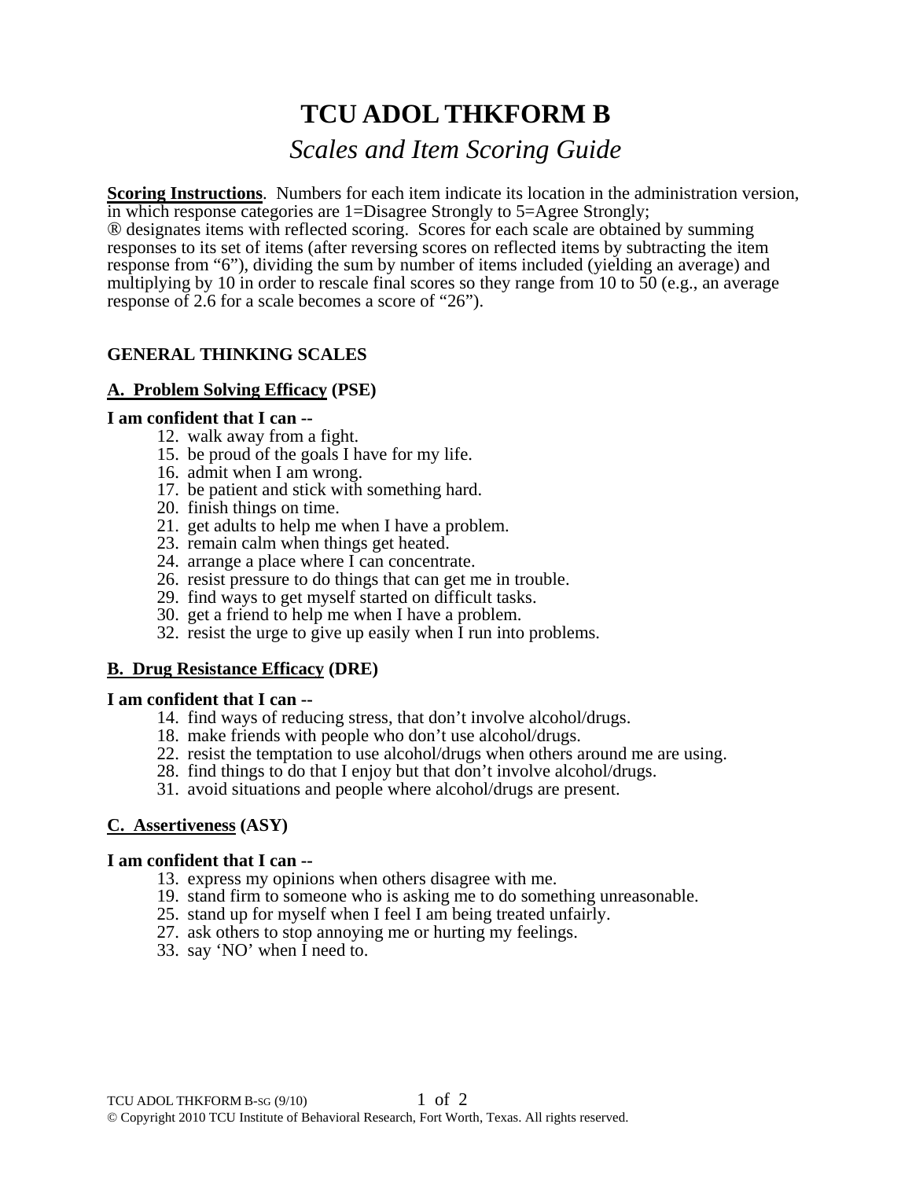# TCU ADOL THKFORM B

## *Scales and Item Scoring Guide*

**Scoring Instructions**. Numbers for each item indicate its location in the administration version, in which response categories are 1=Disagree Strongly to 5=Agree Strongly; ® designates items with reflected scoring. Scores for each scale are obtained by summing responses to its set of items (after reversing scores on reflected items by subtracting the item response from "6"), dividing the sum by number of items included (yielding an average) and multiplying by 10 in order to rescale final scores so they range from 10 to 50 (e.g., an average response of 2.6 for a scale becomes a score of "26").

### GENERAL THINKING SCALES

#### A. Problem Solving Efficacy (PSE)

**I am confident that I can --**

12. walk away from a fight.
15. be proud of the goals I have for my life.
16. admit when I am wrong.
17. be patient and stick with something hard.
20. finish things on time.
21. get adults to help me when I have a problem.
23. remain calm when things get heated.
24. arrange a place where I can concentrate.
26. resist pressure to do things that can get me in trouble.
29. find ways to get myself started on difficult tasks.
30. get a friend to help me when I have a problem.
32. resist the urge to give up easily when I run into problems.

#### B. Drug Resistance Efficacy (DRE)

**I am confident that I can --**

14. find ways of reducing stress, that don't involve alcohol/drugs.
18. make friends with people who don't use alcohol/drugs.
22. resist the temptation to use alcohol/drugs when others around me are using.
28. find things to do that I enjoy but that don't involve alcohol/drugs.
31. avoid situations and people where alcohol/drugs are present.

#### C. Assertiveness (ASY)

**I am confident that I can --**

13. express my opinions when others disagree with me.
19. stand firm to someone who is asking me to do something unreasonable.
25. stand up for myself when I feel I am being treated unfairly.
27. ask others to stop annoying me or hurting my feelings.
33. say 'NO' when I need to.

© Copyright 2010 TCU Institute of Behavioral Research, Fort Worth, Texas. All rights reserved.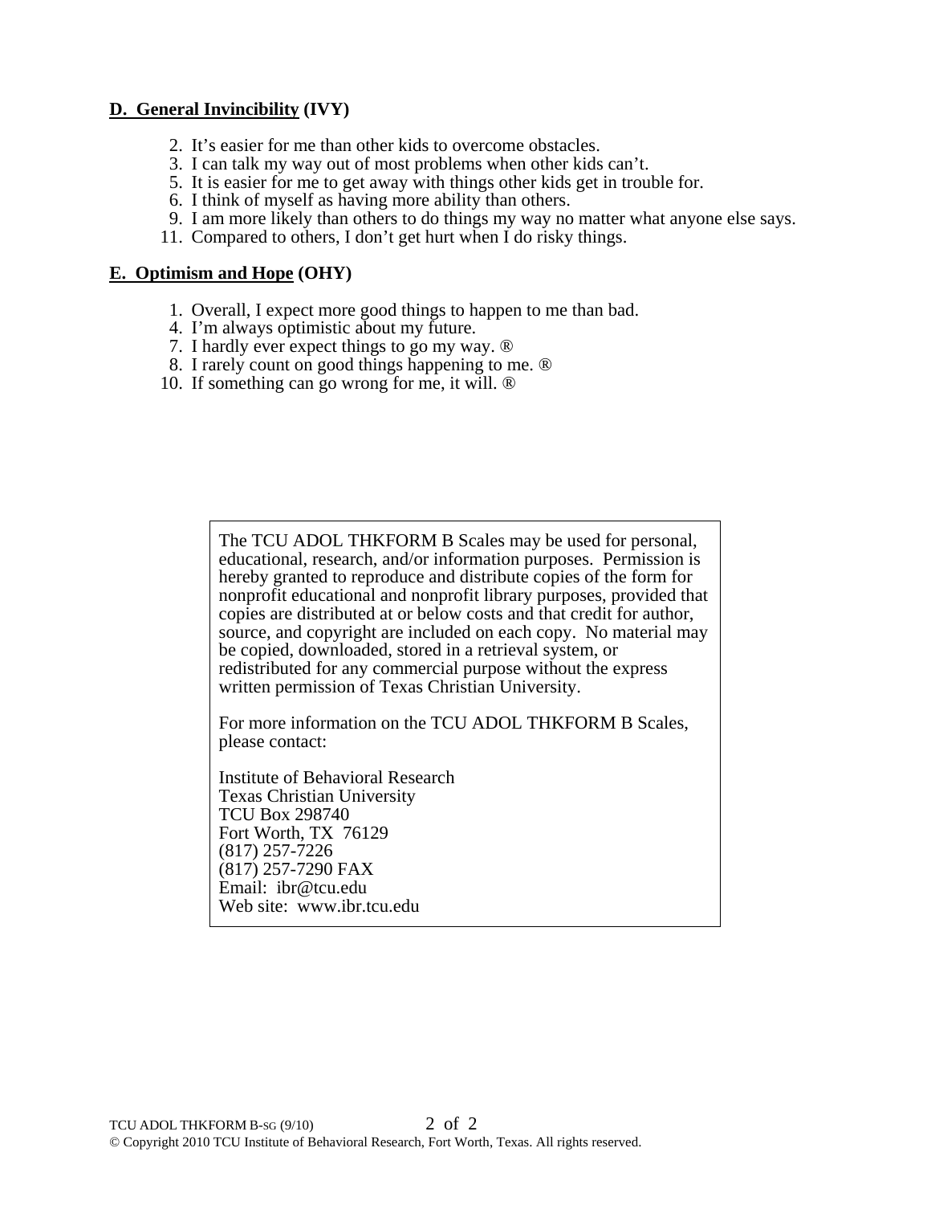**D. General Invincibility (IVY)**

2. It's easier for me than other kids to overcome obstacles.
3. I can talk my way out of most problems when other kids can't.
5. It is easier for me to get away with things other kids get in trouble for.
6. I think of myself as having more ability than others.
9. I am more likely than others to do things my way no matter what anyone else says.
11. Compared to others, I don't get hurt when I do risky things.

**E. Optimism and Hope (OHY)**

1. Overall, I expect more good things to happen to me than bad.
4. I'm always optimistic about my future.
7. I hardly ever expect things to go my way. ®
8. I rarely count on good things happening to me. ®
10. If something can go wrong for me, it will. ®

The TCU ADOL THKFORM B Scales may be used for personal, educational, research, and/or information purposes. Permission is hereby granted to reproduce and distribute copies of the form for nonprofit educational and nonprofit library purposes, provided that copies are distributed at or below costs and that credit for author, source, and copyright are included on each copy. No material may be copied, downloaded, stored in a retrieval system, or redistributed for any commercial purpose without the express written permission of Texas Christian University.

For more information on the TCU ADOL THKFORM B Scales, please contact:

Institute of Behavioral Research
Texas Christian University
TCU Box 298740
Fort Worth, TX 76129
(817) 257-7226
(817) 257-7290 FAX
Email: ibr@tcu.edu
Web site: www.ibr.tcu.edu

TCU ADOL THKFORM B-SG (9/10)
© Copyright 2010 TCU Institute of Behavioral Research, Fort Worth, Texas. All rights reserved.